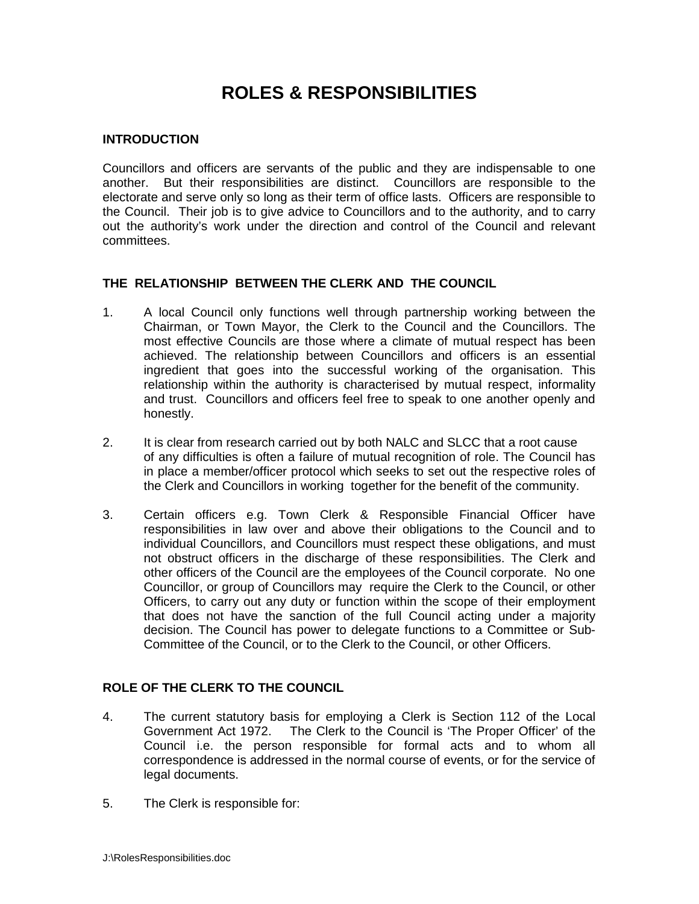# ROLES & RESPONSIBILITIES

## INTRODUCTION

Councillors and officers are servants of the public and they are indispensable to one another. But their responsibilities are distinct. Councillors are responsible to the electorate and serve only so long as their term of office lasts. Officers are responsible to the Council. Their job is to give advice to Councillors and to the authority, and to carry out the authority's work under the direction and control of the Council and relevant committees.

## THE RELATIONSHIP BETWEEN THE CLERK AND THE COUNCIL

1. A local Council only functions well through partnership working between the Chairman, or Town Mayor, the Clerk to the Council and the Councillors. The most effective Councils are those where a climate of mutual respect has been achieved. The relationship between Councillors and officers is an essential ingredient that goes into the successful working of the organisation. This relationship within the authority is characterised by mutual respect, informality and trust. Councillors and officers feel free to speak to one another openly and honestly.

2. It is clear from research carried out by both NALC and SLCC that a root cause of any difficulties is often a failure of mutual recognition of role. The Council has in place a member/officer protocol which seeks to set out the respective roles of the Clerk and Councillors in working together for the benefit of the community.

3. Certain officers e.g. Town Clerk & Responsible Financial Officer have responsibilities in law over and above their obligations to the Council and to individual Councillors, and Councillors must respect these obligations, and must not obstruct officers in the discharge of these responsibilities. The Clerk and other officers of the Council are the employees of the Council corporate. No one Councillor, or group of Councillors may require the Clerk to the Council, or other Officers, to carry out any duty or function within the scope of their employment that does not have the sanction of the full Council acting under a majority decision. The Council has power to delegate functions to a Committee or Sub-Committee of the Council, or to the Clerk to the Council, or other Officers.

## ROLE OF THE CLERK TO THE COUNCIL

4. The current statutory basis for employing a Clerk is Section 112 of the Local Government Act 1972. The Clerk to the Council is 'The Proper Officer' of the Council i.e. the person responsible for formal acts and to whom all correspondence is addressed in the normal course of events, or for the service of legal documents.

5. The Clerk is responsible for: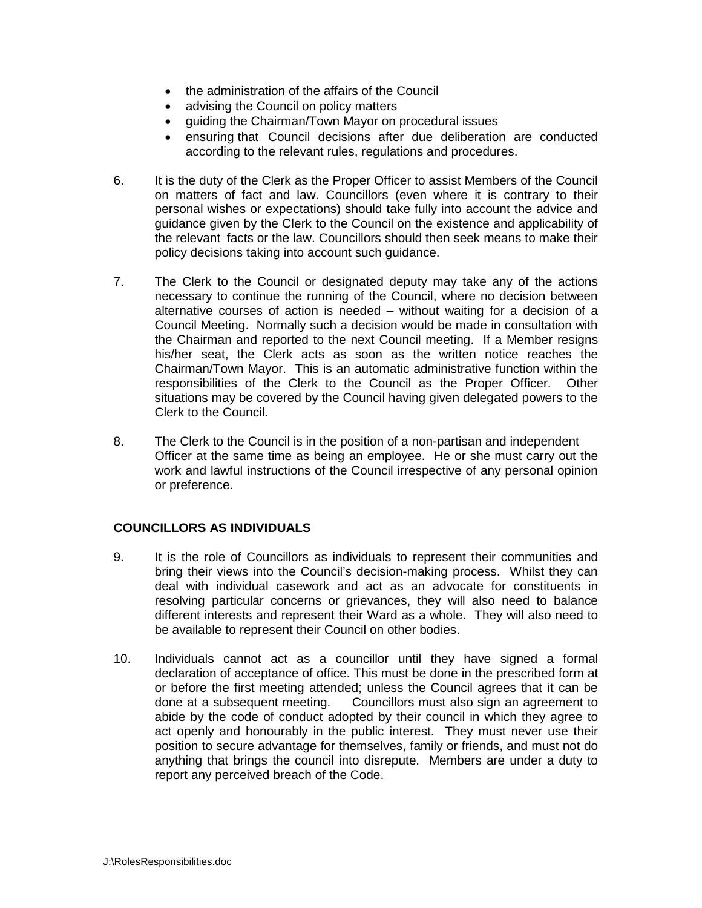- the administration of the affairs of the Council
- advising the Council on policy matters
- guiding the Chairman/Town Mayor on procedural issues
- ensuring that Council decisions after due deliberation are conducted according to the relevant rules, regulations and procedures.

6. It is the duty of the Clerk as the Proper Officer to assist Members of the Council on matters of fact and law. Councillors (even where it is contrary to their personal wishes or expectations) should take fully into account the advice and guidance given by the Clerk to the Council on the existence and applicability of the relevant facts or the law. Councillors should then seek means to make their policy decisions taking into account such guidance.

7. The Clerk to the Council or designated deputy may take any of the actions necessary to continue the running of the Council, where no decision between alternative courses of action is needed – without waiting for a decision of a Council Meeting. Normally such a decision would be made in consultation with the Chairman and reported to the next Council meeting. If a Member resigns his/her seat, the Clerk acts as soon as the written notice reaches the Chairman/Town Mayor. This is an automatic administrative function within the responsibilities of the Clerk to the Council as the Proper Officer. Other situations may be covered by the Council having given delegated powers to the Clerk to the Council.

8. The Clerk to the Council is in the position of a non-partisan and independent Officer at the same time as being an employee. He or she must carry out the work and lawful instructions of the Council irrespective of any personal opinion or preference.

## COUNCILLORS AS INDIVIDUALS

9. It is the role of Councillors as individuals to represent their communities and bring their views into the Council's decision-making process. Whilst they can deal with individual casework and act as an advocate for constituents in resolving particular concerns or grievances, they will also need to balance different interests and represent their Ward as a whole. They will also need to be available to represent their Council on other bodies.

10. Individuals cannot act as a councillor until they have signed a formal declaration of acceptance of office. This must be done in the prescribed form at or before the first meeting attended; unless the Council agrees that it can be done at a subsequent meeting. Councillors must also sign an agreement to abide by the code of conduct adopted by their council in which they agree to act openly and honourably in the public interest. They must never use their position to secure advantage for themselves, family or friends, and must not do anything that brings the council into disrepute. Members are under a duty to report any perceived breach of the Code.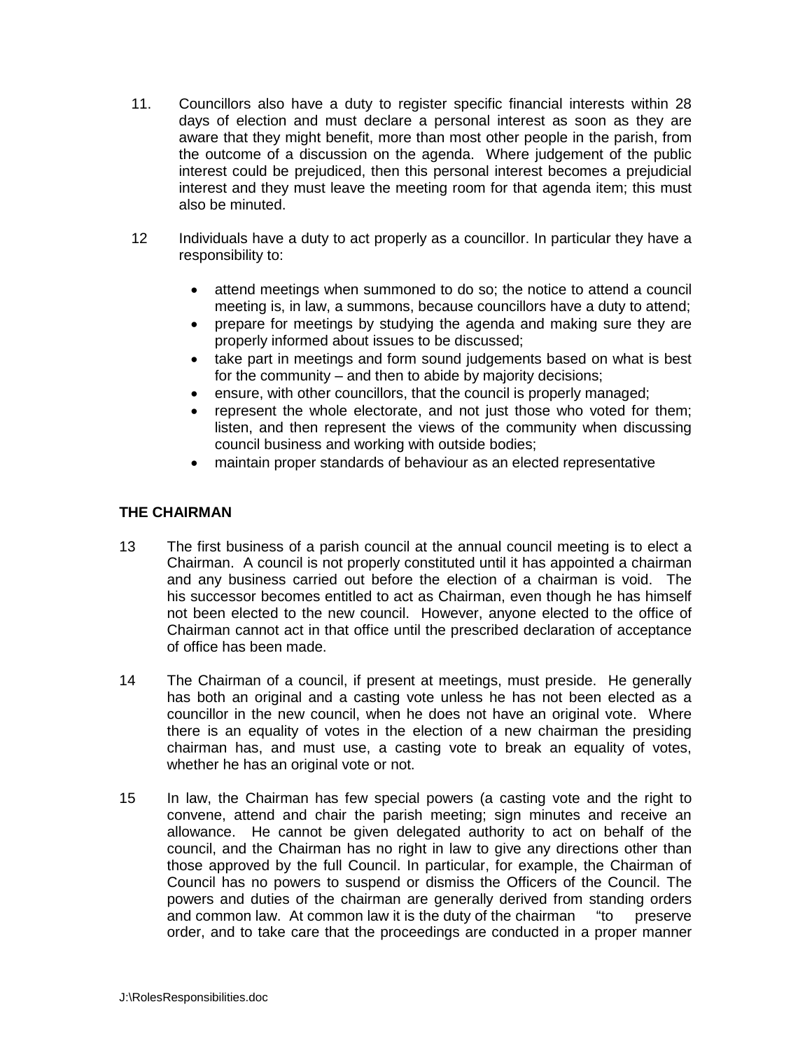11. Councillors also have a duty to register specific financial interests within 28 days of election and must declare a personal interest as soon as they are aware that they might benefit, more than most other people in the parish, from the outcome of a discussion on the agenda. Where judgement of the public interest could be prejudiced, then this personal interest becomes a prejudicial interest and they must leave the meeting room for that agenda item; this must also be minuted.

12 Individuals have a duty to act properly as a councillor. In particular they have a responsibility to:

- attend meetings when summoned to do so; the notice to attend a council meeting is, in law, a summons, because councillors have a duty to attend;
- prepare for meetings by studying the agenda and making sure they are properly informed about issues to be discussed;
- take part in meetings and form sound judgements based on what is best for the community – and then to abide by majority decisions;
- ensure, with other councillors, that the council is properly managed;
- represent the whole electorate, and not just those who voted for them; listen, and then represent the views of the community when discussing council business and working with outside bodies;
- maintain proper standards of behaviour as an elected representative

## THE CHAIRMAN

13 The first business of a parish council at the annual council meeting is to elect a Chairman. A council is not properly constituted until it has appointed a chairman and any business carried out before the election of a chairman is void. The his successor becomes entitled to act as Chairman, even though he has himself not been elected to the new council. However, anyone elected to the office of Chairman cannot act in that office until the prescribed declaration of acceptance of office has been made.

14 The Chairman of a council, if present at meetings, must preside. He generally has both an original and a casting vote unless he has not been elected as a councillor in the new council, when he does not have an original vote. Where there is an equality of votes in the election of a new chairman the presiding chairman has, and must use, a casting vote to break an equality of votes, whether he has an original vote or not.

15 In law, the Chairman has few special powers (a casting vote and the right to convene, attend and chair the parish meeting; sign minutes and receive an allowance. He cannot be given delegated authority to act on behalf of the council, and the Chairman has no right in law to give any directions other than those approved by the full Council. In particular, for example, the Chairman of Council has no powers to suspend or dismiss the Officers of the Council. The powers and duties of the chairman are generally derived from standing orders and common law. At common law it is the duty of the chairman "to preserve order, and to take care that the proceedings are conducted in a proper manner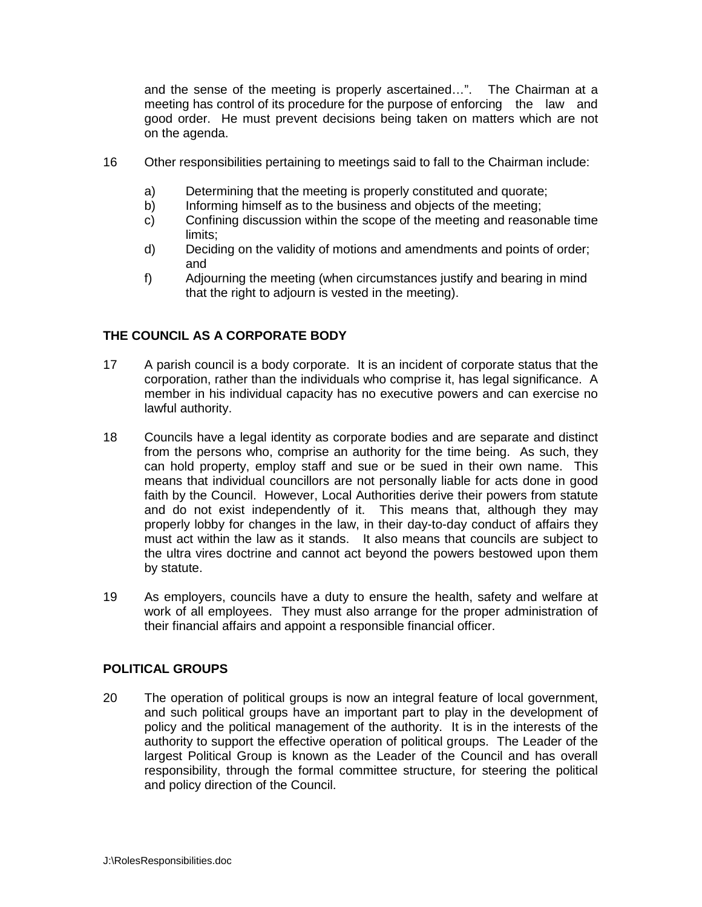and the sense of the meeting is properly ascertained…". The Chairman at a meeting has control of its procedure for the purpose of enforcing the law and good order. He must prevent decisions being taken on matters which are not on the agenda.

16 Other responsibilities pertaining to meetings said to fall to the Chairman include:

a) Determining that the meeting is properly constituted and quorate;
b) Informing himself as to the business and objects of the meeting;
c) Confining discussion within the scope of the meeting and reasonable time limits;
d) Deciding on the validity of motions and amendments and points of order; and
f) Adjourning the meeting (when circumstances justify and bearing in mind that the right to adjourn is vested in the meeting).

## THE COUNCIL AS A CORPORATE BODY

17 A parish council is a body corporate. It is an incident of corporate status that the corporation, rather than the individuals who comprise it, has legal significance. A member in his individual capacity has no executive powers and can exercise no lawful authority.

18 Councils have a legal identity as corporate bodies and are separate and distinct from the persons who, comprise an authority for the time being. As such, they can hold property, employ staff and sue or be sued in their own name. This means that individual councillors are not personally liable for acts done in good faith by the Council. However, Local Authorities derive their powers from statute and do not exist independently of it. This means that, although they may properly lobby for changes in the law, in their day-to-day conduct of affairs they must act within the law as it stands. It also means that councils are subject to the ultra vires doctrine and cannot act beyond the powers bestowed upon them by statute.

19 As employers, councils have a duty to ensure the health, safety and welfare at work of all employees. They must also arrange for the proper administration of their financial affairs and appoint a responsible financial officer.

## POLITICAL GROUPS

20 The operation of political groups is now an integral feature of local government, and such political groups have an important part to play in the development of policy and the political management of the authority. It is in the interests of the authority to support the effective operation of political groups. The Leader of the largest Political Group is known as the Leader of the Council and has overall responsibility, through the formal committee structure, for steering the political and policy direction of the Council.